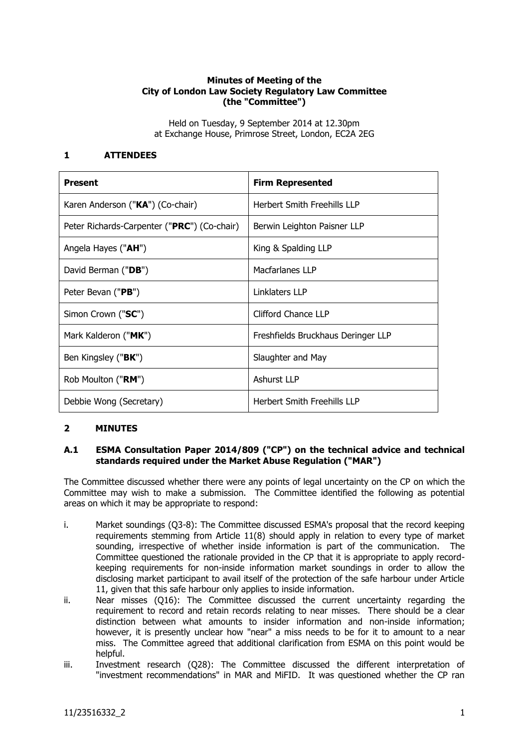**Minutes of Meeting of the**
**City of London Law Society Regulatory Law Committee**
**(the "Committee")**

Held on Tuesday, 9 September 2014 at 12.30pm
at Exchange House, Primrose Street, London, EC2A 2EG

## 1 ATTENDEES

| Present | Firm Represented |
|---|---|
| Karen Anderson ("**KA**") (Co-chair) | Herbert Smith Freehills LLP |
| Peter Richards-Carpenter ("**PRC**") (Co-chair) | Berwin Leighton Paisner LLP |
| Angela Hayes ("**AH**") | King & Spalding LLP |
| David Berman ("**DB**") | Macfarlanes LLP |
| Peter Bevan ("**PB**") | Linklaters LLP |
| Simon Crown ("**SC**") | Clifford Chance LLP |
| Mark Kalderon ("**MK**") | Freshfields Bruckhaus Deringer LLP |
| Ben Kingsley ("**BK**") | Slaughter and May |
| Rob Moulton ("**RM**") | Ashurst LLP |
| Debbie Wong (Secretary) | Herbert Smith Freehills LLP |

## 2 MINUTES

### A.1 ESMA Consultation Paper 2014/809 ("CP") on the technical advice and technical standards required under the Market Abuse Regulation ("MAR")

The Committee discussed whether there were any points of legal uncertainty on the CP on which the Committee may wish to make a submission. The Committee identified the following as potential areas on which it may be appropriate to respond:

i. Market soundings (Q3-8): The Committee discussed ESMA's proposal that the record keeping requirements stemming from Article 11(8) should apply in relation to every type of market sounding, irrespective of whether inside information is part of the communication. The Committee questioned the rationale provided in the CP that it is appropriate to apply record-keeping requirements for non-inside information market soundings in order to allow the disclosing market participant to avail itself of the protection of the safe harbour under Article 11, given that this safe harbour only applies to inside information.

ii. Near misses (Q16): The Committee discussed the current uncertainty regarding the requirement to record and retain records relating to near misses. There should be a clear distinction between what amounts to insider information and non-inside information; however, it is presently unclear how "near" a miss needs to be for it to amount to a near miss. The Committee agreed that additional clarification from ESMA on this point would be helpful.

iii. Investment research (Q28): The Committee discussed the different interpretation of "investment recommendations" in MAR and MiFID. It was questioned whether the CP ran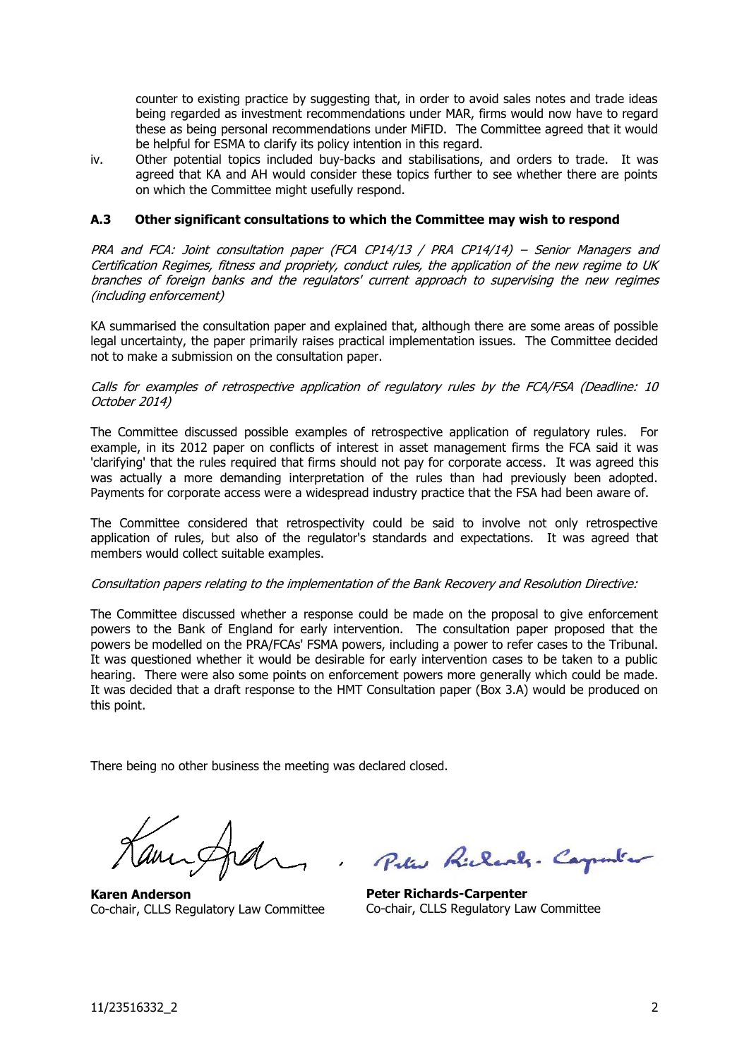counter to existing practice by suggesting that, in order to avoid sales notes and trade ideas being regarded as investment recommendations under MAR, firms would now have to regard these as being personal recommendations under MiFID. The Committee agreed that it would be helpful for ESMA to clarify its policy intention in this regard.

iv. Other potential topics included buy-backs and stabilisations, and orders to trade. It was agreed that KA and AH would consider these topics further to see whether there are points on which the Committee might usefully respond.

### A.3 Other significant consultations to which the Committee may wish to respond

*PRA and FCA: Joint consultation paper (FCA CP14/13 / PRA CP14/14) – Senior Managers and Certification Regimes, fitness and propriety, conduct rules, the application of the new regime to UK branches of foreign banks and the regulators' current approach to supervising the new regimes (including enforcement)*

KA summarised the consultation paper and explained that, although there are some areas of possible legal uncertainty, the paper primarily raises practical implementation issues. The Committee decided not to make a submission on the consultation paper.

*Calls for examples of retrospective application of regulatory rules by the FCA/FSA (Deadline: 10 October 2014)*

The Committee discussed possible examples of retrospective application of regulatory rules. For example, in its 2012 paper on conflicts of interest in asset management firms the FCA said it was 'clarifying' that the rules required that firms should not pay for corporate access. It was agreed this was actually a more demanding interpretation of the rules than had previously been adopted. Payments for corporate access were a widespread industry practice that the FSA had been aware of.

The Committee considered that retrospectivity could be said to involve not only retrospective application of rules, but also of the regulator's standards and expectations. It was agreed that members would collect suitable examples.

*Consultation papers relating to the implementation of the Bank Recovery and Resolution Directive:*

The Committee discussed whether a response could be made on the proposal to give enforcement powers to the Bank of England for early intervention. The consultation paper proposed that the powers be modelled on the PRA/FCAs' FSMA powers, including a power to refer cases to the Tribunal. It was questioned whether it would be desirable for early intervention cases to be taken to a public hearing. There were also some points on enforcement powers more generally which could be made. It was decided that a draft response to the HMT Consultation paper (Box 3.A) would be produced on this point.

There being no other business the meeting was declared closed.

**Karen Anderson**
Co-chair, CLLS Regulatory Law Committee

**Peter Richards-Carpenter**
Co-chair, CLLS Regulatory Law Committee

11/23516332_2